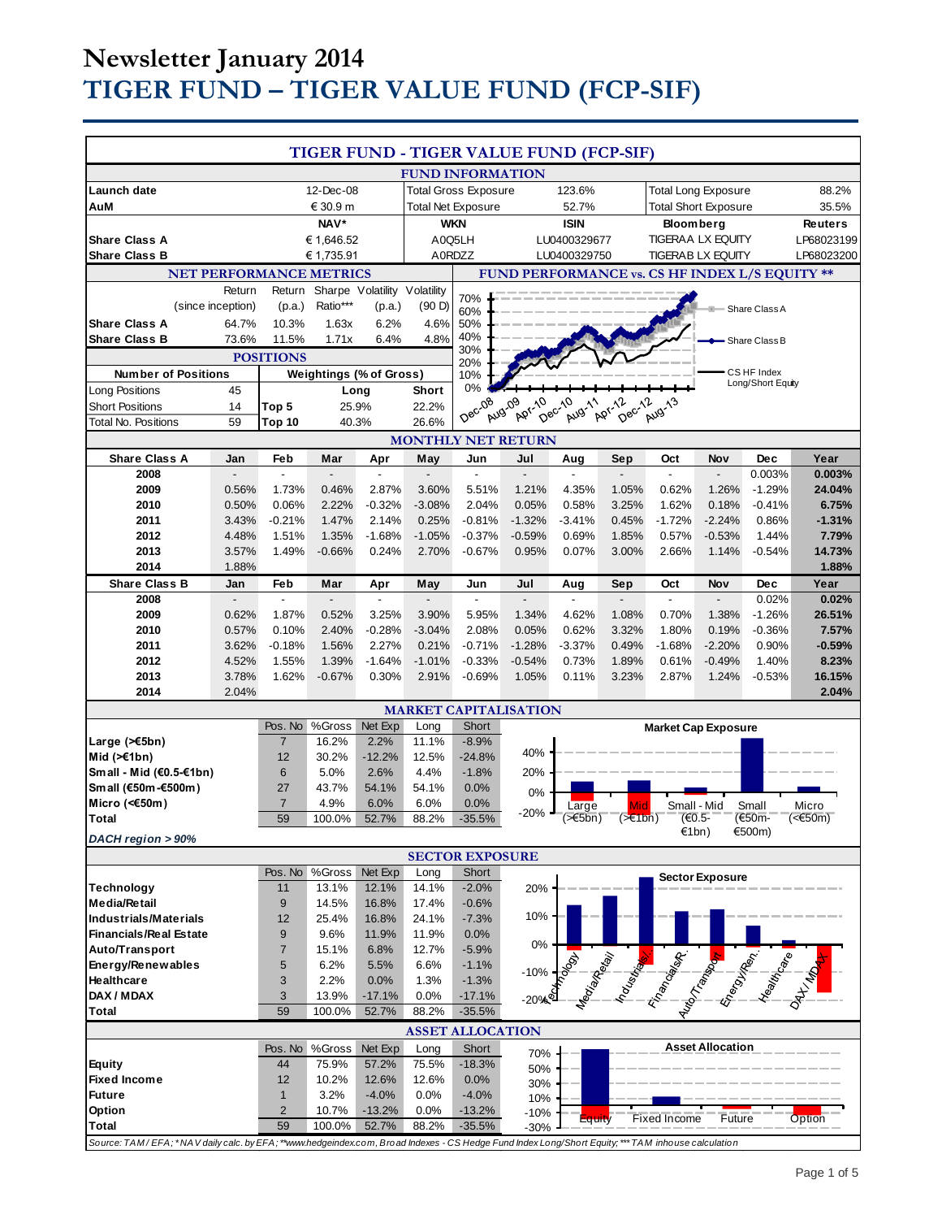# Newsletter January 2014

# TIGER FUND – TIGER VALUE FUND (FCP-SIF)

## TIGER FUND - TIGER VALUE FUND (FCP-SIF)

### FUND INFORMATION

| | | | | | |
|---|---|---|---|---|---|
| **Launch date** | 12-Dec-08 | Total Gross Exposure | 123.6% | Total Long Exposure | 88.2% |
| **AuM** | € 30.9 m | Total Net Exposure | 52.7% | Total Short Exposure | 35.5% |

| | NAV* | WKN | ISIN | Bloomberg | Reuters |
|---|---|---|---|---|---|
| **Share Class A** | € 1,646.52 | A0Q5LH | LU0400329677 | TIGERAA LX EQUITY | LP68023199 |
| **Share Class B** | € 1,735.91 | A0RDZZ | LU0400329750 | TIGERAB LX EQUITY | LP68023200 |

### NET PERFORMANCE METRICS

| | Return (since inception) | Return (p.a.) | Sharpe Ratio*** | Volatility (p.a.) | Volatility (90 D) |
|---|---|---|---|---|---|
| **Share Class A** | 64.7% | 10.3% | 1.63x | 6.2% | 4.6% |
| **Share Class B** | 73.6% | 11.5% | 1.71x | 6.4% | 4.8% |

### POSITIONS

| Number of Positions | | Weightings (% of Gross) | Long | Short |
|---|---|---|---|---|
| Long Positions | 45 | | | |
| Short Positions | 14 | Top 5 | 25.9% | 22.2% |
| Total No. Positions | 59 | Top 10 | 40.3% | 26.6% |

### FUND PERFORMANCE vs. CS HF INDEX L/S EQUITY **

Chart legend: Share Class A; Share Class B; CS HF Index Long/Short Equity

### MONTHLY NET RETURN

| Share Class A | Jan | Feb | Mar | Apr | May | Jun | Jul | Aug | Sep | Oct | Nov | Dec | Year |
|---|---|---|---|---|---|---|---|---|---|---|---|---|---|
| 2008 | - | - | - | - | - | - | - | - | - | - | - | 0.003% | **0.003%** |
| 2009 | 0.56% | 1.73% | 0.46% | 2.87% | 3.60% | 5.51% | 1.21% | 4.35% | 1.05% | 0.62% | 1.26% | -1.29% | **24.04%** |
| 2010 | 0.50% | 0.06% | 2.22% | -0.32% | -3.08% | 2.04% | 0.05% | 0.58% | 3.25% | 1.62% | 0.18% | -0.41% | **6.75%** |
| 2011 | 3.43% | -0.21% | 1.47% | 2.14% | 0.25% | -0.81% | -1.32% | -3.41% | 0.45% | -1.72% | -2.24% | 0.86% | **-1.31%** |
| 2012 | 4.48% | 1.51% | 1.35% | -1.68% | -1.05% | -0.37% | -0.59% | 0.69% | 1.85% | 0.57% | -0.53% | 1.44% | **7.79%** |
| 2013 | 3.57% | 1.49% | -0.66% | 0.24% | 2.70% | -0.67% | 0.95% | 0.07% | 3.00% | 2.66% | 1.14% | -0.54% | **14.73%** |
| 2014 | 1.88% | | | | | | | | | | | | **1.88%** |

| Share Class B | Jan | Feb | Mar | Apr | May | Jun | Jul | Aug | Sep | Oct | Nov | Dec | Year |
|---|---|---|---|---|---|---|---|---|---|---|---|---|---|
| 2008 | - | - | - | - | - | - | - | - | - | - | - | 0.02% | **0.02%** |
| 2009 | 0.62% | 1.87% | 0.52% | 3.25% | 3.90% | 5.95% | 1.34% | 4.62% | 1.08% | 0.70% | 1.38% | -1.26% | **26.51%** |
| 2010 | 0.57% | 0.10% | 2.40% | -0.28% | -3.04% | 2.08% | 0.05% | 0.62% | 3.32% | 1.80% | 0.19% | -0.36% | **7.57%** |
| 2011 | 3.62% | -0.18% | 1.56% | 2.27% | 0.21% | -0.71% | -1.28% | -3.37% | 0.49% | -1.68% | -2.20% | 0.90% | **-0.59%** |
| 2012 | 4.52% | 1.55% | 1.39% | -1.64% | -1.01% | -0.33% | -0.54% | 0.73% | 1.89% | 0.61% | -0.49% | 1.40% | **8.23%** |
| 2013 | 3.78% | 1.62% | -0.67% | 0.30% | 2.91% | -0.69% | 1.05% | 0.11% | 3.23% | 2.87% | 1.24% | -0.53% | **16.15%** |
| 2014 | 2.04% | | | | | | | | | | | | **2.04%** |

### MARKET CAPITALISATION

| | Pos. No | %Gross | Net Exp | Long | Short |
|---|---|---|---|---|---|
| **Large (>€5bn)** | 7 | 16.2% | 2.2% | 11.1% | -8.9% |
| **Mid (>€1bn)** | 12 | 30.2% | -12.2% | 12.5% | -24.8% |
| **Small - Mid (€0.5-€1bn)** | 6 | 5.0% | 2.6% | 4.4% | -1.8% |
| **Small (€50m-€500m)** | 27 | 43.7% | 54.1% | 54.1% | 0.0% |
| **Micro (<€50m)** | 7 | 4.9% | 6.0% | 6.0% | 0.0% |
| **Total** | 59 | 100.0% | 52.7% | 88.2% | -35.5% |

*DACH region > 90%*

### SECTOR EXPOSURE

| | Pos. No | %Gross | Net Exp | Long | Short |
|---|---|---|---|---|---|
| **Technology** | 11 | 13.1% | 12.1% | 14.1% | -2.0% |
| **Media/Retail** | 9 | 14.5% | 16.8% | 17.4% | -0.6% |
| **Industrials/Materials** | 12 | 25.4% | 16.8% | 24.1% | -7.3% |
| **Financials/Real Estate** | 9 | 9.6% | 11.9% | 11.9% | 0.0% |
| **Auto/Transport** | 7 | 15.1% | 6.8% | 12.7% | -5.9% |
| **Energy/Renewables** | 5 | 6.2% | 5.5% | 6.6% | -1.1% |
| **Healthcare** | 3 | 2.2% | 0.0% | 1.3% | -1.3% |
| **DAX / MDAX** | 3 | 13.9% | -17.1% | 0.0% | -17.1% |
| **Total** | 59 | 100.0% | 52.7% | 88.2% | -35.5% |

### ASSET ALLOCATION

| | Pos. No | %Gross | Net Exp | Long | Short |
|---|---|---|---|---|---|
| **Equity** | 44 | 75.9% | 57.2% | 75.5% | -18.3% |
| **Fixed Income** | 12 | 10.2% | 12.6% | 12.6% | 0.0% |
| **Future** | 1 | 3.2% | -4.0% | 0.0% | -4.0% |
| **Option** | 2 | 10.7% | -13.2% | 0.0% | -13.2% |
| **Total** | 59 | 100.0% | 52.7% | 88.2% | -35.5% |

*Source: TAM / EFA; * NAV daily calc. by EFA; **www.hedgeindex.com, Broad Indexes - CS Hedge Fund Index Long/Short Equity; *** TAM inhouse calculation*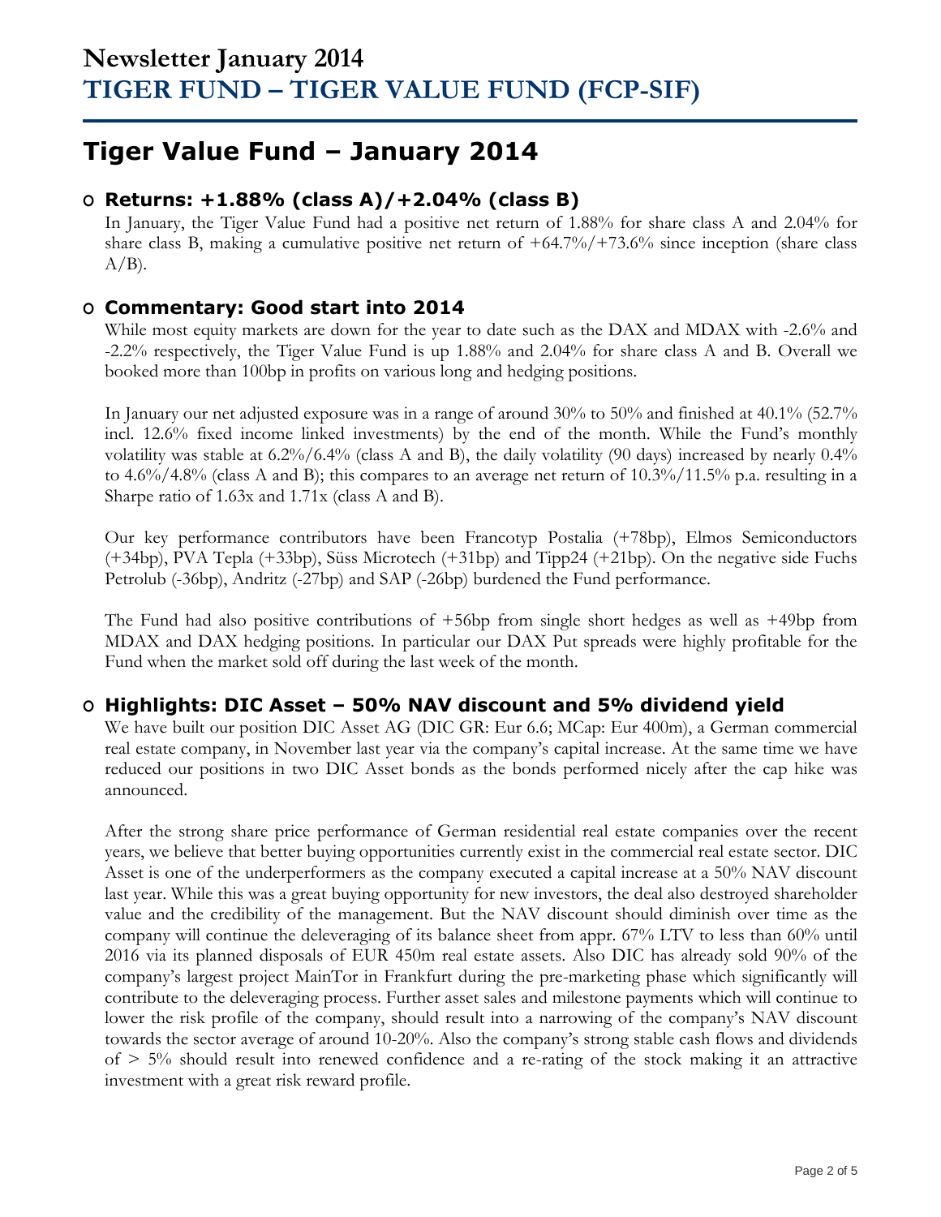# Newsletter January 2014
# TIGER FUND – TIGER VALUE FUND (FCP-SIF)

## Tiger Value Fund – January 2014

### Returns: +1.88% (class A)/+2.04% (class B)

In January, the Tiger Value Fund had a positive net return of 1.88% for share class A and 2.04% for share class B, making a cumulative positive net return of +64.7%/+73.6% since inception (share class A/B).

### Commentary: Good start into 2014

While most equity markets are down for the year to date such as the DAX and MDAX with -2.6% and -2.2% respectively, the Tiger Value Fund is up 1.88% and 2.04% for share class A and B. Overall we booked more than 100bp in profits on various long and hedging positions.

In January our net adjusted exposure was in a range of around 30% to 50% and finished at 40.1% (52.7% incl. 12.6% fixed income linked investments) by the end of the month. While the Fund's monthly volatility was stable at 6.2%/6.4% (class A and B), the daily volatility (90 days) increased by nearly 0.4% to 4.6%/4.8% (class A and B); this compares to an average net return of 10.3%/11.5% p.a. resulting in a Sharpe ratio of 1.63x and 1.71x (class A and B).

Our key performance contributors have been Francotyp Postalia (+78bp), Elmos Semiconductors (+34bp), PVA Tepla (+33bp), Süss Microtech (+31bp) and Tipp24 (+21bp). On the negative side Fuchs Petrolub (-36bp), Andritz (-27bp) and SAP (-26bp) burdened the Fund performance.

The Fund had also positive contributions of +56bp from single short hedges as well as +49bp from MDAX and DAX hedging positions. In particular our DAX Put spreads were highly profitable for the Fund when the market sold off during the last week of the month.

### Highlights: DIC Asset – 50% NAV discount and 5% dividend yield

We have built our position DIC Asset AG (DIC GR: Eur 6.6; MCap: Eur 400m), a German commercial real estate company, in November last year via the company's capital increase. At the same time we have reduced our positions in two DIC Asset bonds as the bonds performed nicely after the cap hike was announced.

After the strong share price performance of German residential real estate companies over the recent years, we believe that better buying opportunities currently exist in the commercial real estate sector. DIC Asset is one of the underperformers as the company executed a capital increase at a 50% NAV discount last year. While this was a great buying opportunity for new investors, the deal also destroyed shareholder value and the credibility of the management. But the NAV discount should diminish over time as the company will continue the deleveraging of its balance sheet from appr. 67% LTV to less than 60% until 2016 via its planned disposals of EUR 450m real estate assets. Also DIC has already sold 90% of the company's largest project MainTor in Frankfurt during the pre-marketing phase which significantly will contribute to the deleveraging process. Further asset sales and milestone payments which will continue to lower the risk profile of the company, should result into a narrowing of the company's NAV discount towards the sector average of around 10-20%. Also the company's strong stable cash flows and dividends of > 5% should result into renewed confidence and a re-rating of the stock making it an attractive investment with a great risk reward profile.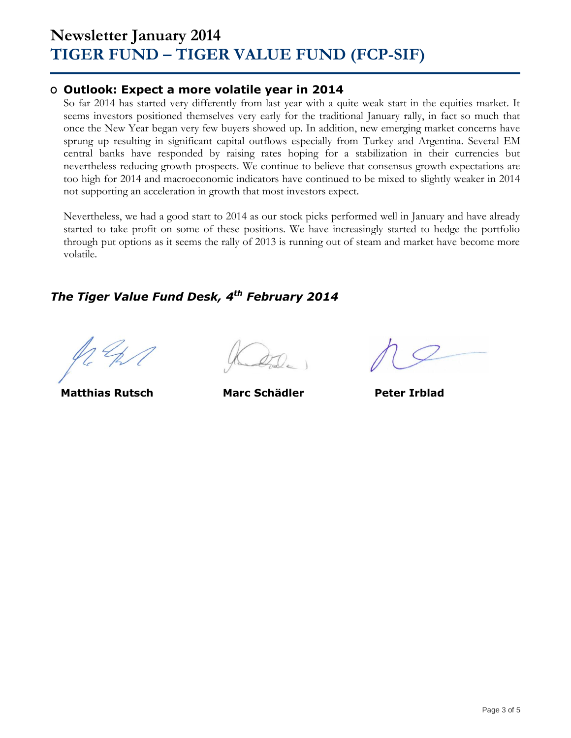# Newsletter January 2014
# TIGER FUND – TIGER VALUE FUND (FCP-SIF)

## Outlook: Expect a more volatile year in 2014

So far 2014 has started very differently from last year with a quite weak start in the equities market. It seems investors positioned themselves very early for the traditional January rally, in fact so much that once the New Year began very few buyers showed up. In addition, new emerging market concerns have sprung up resulting in significant capital outflows especially from Turkey and Argentina. Several EM central banks have responded by raising rates hoping for a stabilization in their currencies but nevertheless reducing growth prospects. We continue to believe that consensus growth expectations are too high for 2014 and macroeconomic indicators have continued to be mixed to slightly weaker in 2014 not supporting an acceleration in growth that most investors expect.

Nevertheless, we had a good start to 2014 as our stock picks performed well in January and have already started to take profit on some of these positions. We have increasingly started to hedge the portfolio through put options as it seems the rally of 2013 is running out of steam and market have become more volatile.

***The Tiger Value Fund Desk, 4th February 2014***

**Matthias Rutsch** **Marc Schädler** **Peter Irblad**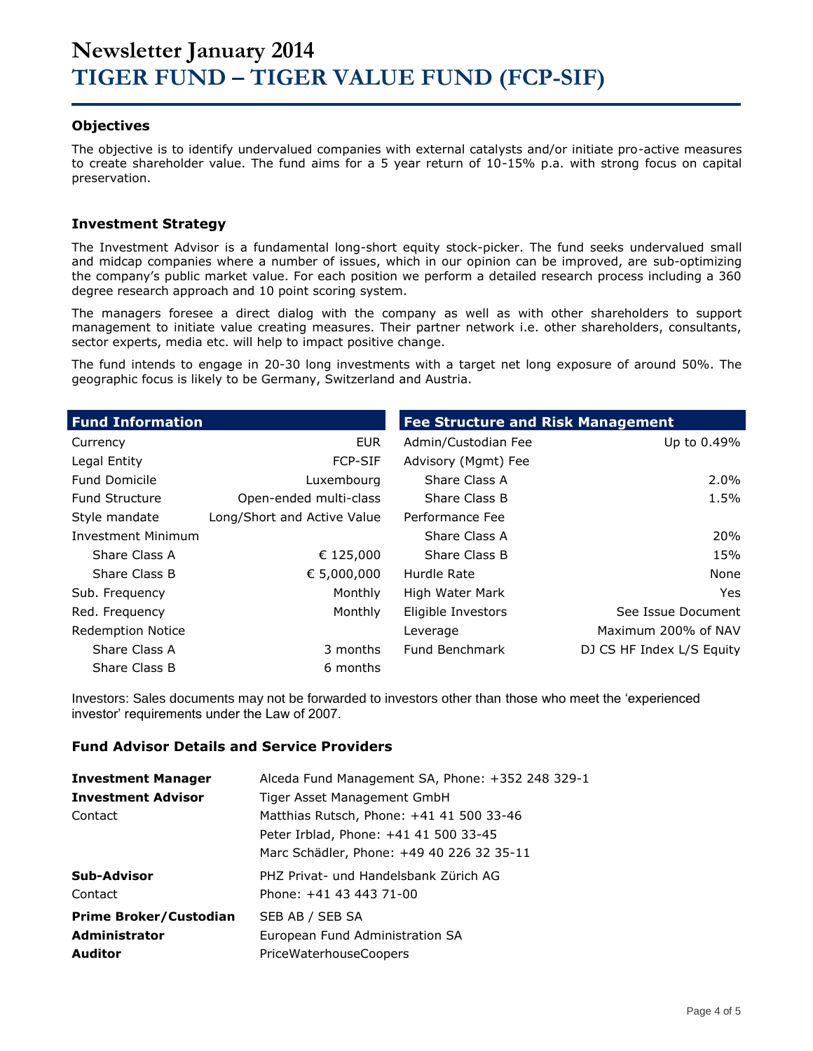# Newsletter January 2014
# TIGER FUND – TIGER VALUE FUND (FCP-SIF)

## Objectives

The objective is to identify undervalued companies with external catalysts and/or initiate pro-active measures to create shareholder value. The fund aims for a 5 year return of 10-15% p.a. with strong focus on capital preservation.

## Investment Strategy

The Investment Advisor is a fundamental long-short equity stock-picker. The fund seeks undervalued small and midcap companies where a number of issues, which in our opinion can be improved, are sub-optimizing the company's public market value. For each position we perform a detailed research process including a 360 degree research approach and 10 point scoring system.

The managers foresee a direct dialog with the company as well as with other shareholders to support management to initiate value creating measures. Their partner network i.e. other shareholders, consultants, sector experts, media etc. will help to impact positive change.

The fund intends to engage in 20-30 long investments with a target net long exposure of around 50%. The geographic focus is likely to be Germany, Switzerland and Austria.

| Fund Information | |
|---|---|
| Currency | EUR |
| Legal Entity | FCP-SIF |
| Fund Domicile | Luxembourg |
| Fund Structure | Open-ended multi-class |
| Style mandate | Long/Short and Active Value |
| Investment Minimum | |
| Share Class A | € 125,000 |
| Share Class B | € 5,000,000 |
| Sub. Frequency | Monthly |
| Red. Frequency | Monthly |
| Redemption Notice | |
| Share Class A | 3 months |
| Share Class B | 6 months |

| Fee Structure and Risk Management | |
|---|---|
| Admin/Custodian Fee | Up to 0.49% |
| Advisory (Mgmt) Fee | |
| Share Class A | 2.0% |
| Share Class B | 1.5% |
| Performance Fee | |
| Share Class A | 20% |
| Share Class B | 15% |
| Hurdle Rate | None |
| High Water Mark | Yes |
| Eligible Investors | See Issue Document |
| Leverage | Maximum 200% of NAV |
| Fund Benchmark | DJ CS HF Index L/S Equity |

Investors: Sales documents may not be forwarded to investors other than those who meet the 'experienced investor' requirements under the Law of 2007.

## Fund Advisor Details and Service Providers

| | |
|---|---|
| **Investment Manager** | Alceda Fund Management SA, Phone: +352 248 329-1 |
| **Investment Advisor** | Tiger Asset Management GmbH |
| Contact | Matthias Rutsch, Phone: +41 41 500 33-46 |
| | Peter Irblad, Phone: +41 41 500 33-45 |
| | Marc Schädler, Phone: +49 40 226 32 35-11 |
| **Sub-Advisor** | PHZ Privat- und Handelsbank Zürich AG |
| Contact | Phone: +41 43 443 71-00 |
| **Prime Broker/Custodian** | SEB AB / SEB SA |
| **Administrator** | European Fund Administration SA |
| **Auditor** | PriceWaterhouseCoopers |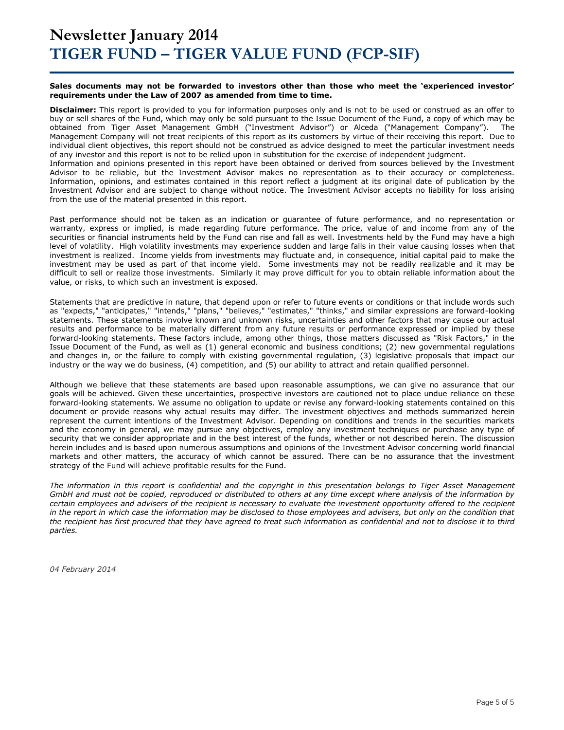# Newsletter January 2014
# TIGER FUND – TIGER VALUE FUND (FCP-SIF)

**Sales documents may not be forwarded to investors other than those who meet the 'experienced investor' requirements under the Law of 2007 as amended from time to time.**

**Disclaimer:** This report is provided to you for information purposes only and is not to be used or construed as an offer to buy or sell shares of the Fund, which may only be sold pursuant to the Issue Document of the Fund, a copy of which may be obtained from Tiger Asset Management GmbH ("Investment Advisor") or Alceda ("Management Company"). The Management Company will not treat recipients of this report as its customers by virtue of their receiving this report. Due to individual client objectives, this report should not be construed as advice designed to meet the particular investment needs of any investor and this report is not to be relied upon in substitution for the exercise of independent judgment.
Information and opinions presented in this report have been obtained or derived from sources believed by the Investment Advisor to be reliable, but the Investment Advisor makes no representation as to their accuracy or completeness. Information, opinions, and estimates contained in this report reflect a judgment at its original date of publication by the Investment Advisor and are subject to change without notice. The Investment Advisor accepts no liability for loss arising from the use of the material presented in this report.

Past performance should not be taken as an indication or guarantee of future performance, and no representation or warranty, express or implied, is made regarding future performance. The price, value of and income from any of the securities or financial instruments held by the Fund can rise and fall as well. Investments held by the Fund may have a high level of volatility. High volatility investments may experience sudden and large falls in their value causing losses when that investment is realized. Income yields from investments may fluctuate and, in consequence, initial capital paid to make the investment may be used as part of that income yield. Some investments may not be readily realizable and it may be difficult to sell or realize those investments. Similarly it may prove difficult for you to obtain reliable information about the value, or risks, to which such an investment is exposed.

Statements that are predictive in nature, that depend upon or refer to future events or conditions or that include words such as "expects," "anticipates," "intends," "plans," "believes," "estimates," "thinks," and similar expressions are forward-looking statements. These statements involve known and unknown risks, uncertainties and other factors that may cause our actual results and performance to be materially different from any future results or performance expressed or implied by these forward-looking statements. These factors include, among other things, those matters discussed as "Risk Factors," in the Issue Document of the Fund, as well as (1) general economic and business conditions; (2) new governmental regulations and changes in, or the failure to comply with existing governmental regulation, (3) legislative proposals that impact our industry or the way we do business, (4) competition, and (5) our ability to attract and retain qualified personnel.

Although we believe that these statements are based upon reasonable assumptions, we can give no assurance that our goals will be achieved. Given these uncertainties, prospective investors are cautioned not to place undue reliance on these forward-looking statements. We assume no obligation to update or revise any forward-looking statements contained on this document or provide reasons why actual results may differ. The investment objectives and methods summarized herein represent the current intentions of the Investment Advisor. Depending on conditions and trends in the securities markets and the economy in general, we may pursue any objectives, employ any investment techniques or purchase any type of security that we consider appropriate and in the best interest of the funds, whether or not described herein. The discussion herein includes and is based upon numerous assumptions and opinions of the Investment Advisor concerning world financial markets and other matters, the accuracy of which cannot be assured. There can be no assurance that the investment strategy of the Fund will achieve profitable results for the Fund.

*The information in this report is confidential and the copyright in this presentation belongs to Tiger Asset Management GmbH and must not be copied, reproduced or distributed to others at any time except where analysis of the information by certain employees and advisers of the recipient is necessary to evaluate the investment opportunity offered to the recipient in the report in which case the information may be disclosed to those employees and advisers, but only on the condition that the recipient has first procured that they have agreed to treat such information as confidential and not to disclose it to third parties.*

*04 February 2014*